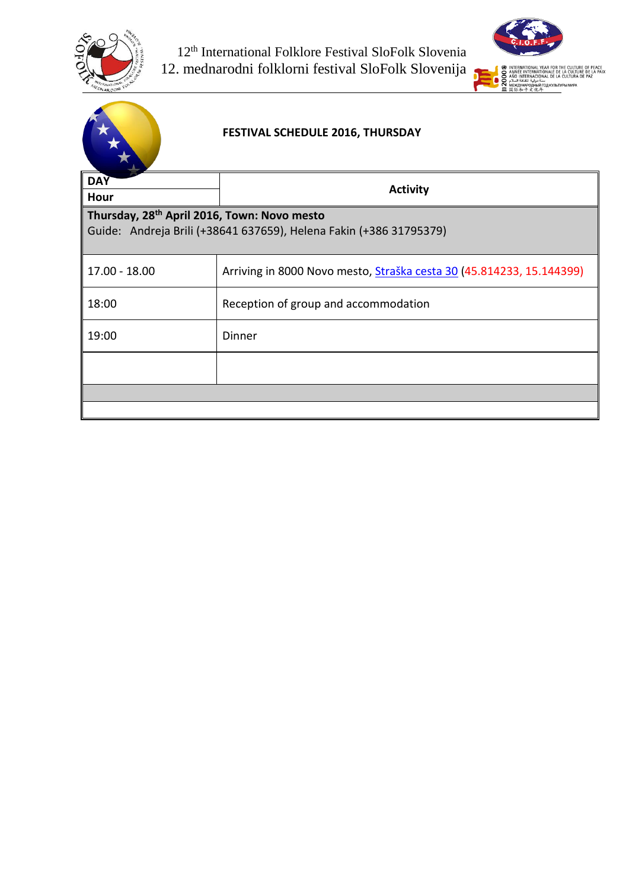12[th] International Folklore Festival SloFolk Slovenia
12. mednarodni folklorni festival SloFolk Slovenija

## FESTIVAL SCHEDULE 2016, THURSDAY

| DAY / Hour | Activity |
| --- | --- |
| **Thursday, 28[th] April 2016, Town: Novo mesto** Guide: Andreja Brili (+38641 637659), Helena Fakin (+386 31795379) | |
| 17.00 - 18.00 | Arriving in 8000 Novo mesto, Straška cesta 30 (45.814233, 15.144399) |
| 18:00 | Reception of group and accommodation |
| 19:00 | Dinner |
| | |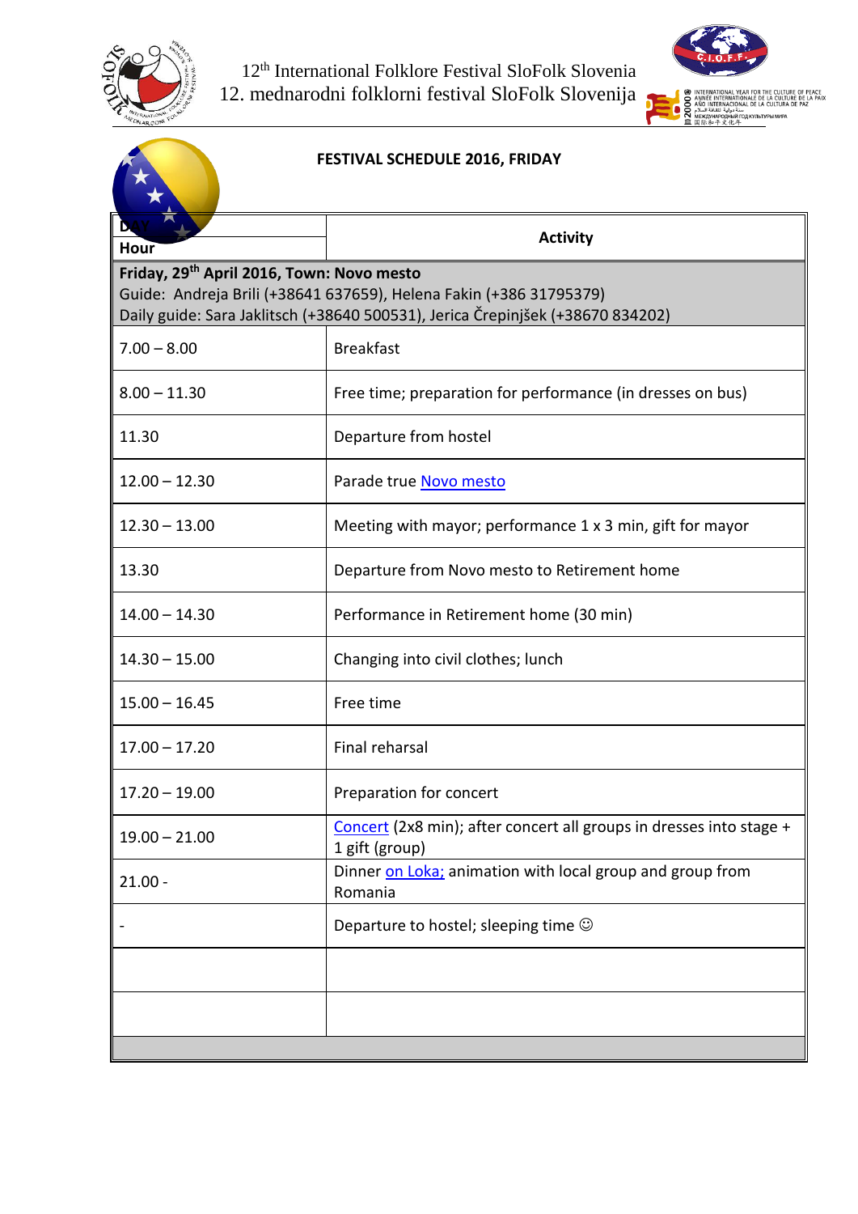12th International Folklore Festival SloFolk Slovenia
12. mednarodni folklorni festival SloFolk Slovenija

## FESTIVAL SCHEDULE 2016, FRIDAY

| DAY<br>Hour | Activity |
|---|---|
| **Friday, 29th April 2016, Town: Novo mesto**<br>Guide: Andreja Brili (+38641 637659), Helena Fakin (+386 31795379)<br>Daily guide: Sara Jaklitsch (+38640 500531), Jerica Črepinjšek (+38670 834202) | |
| 7.00 – 8.00 | Breakfast |
| 8.00 – 11.30 | Free time; preparation for performance (in dresses on bus) |
| 11.30 | Departure from hostel |
| 12.00 – 12.30 | Parade true Novo mesto |
| 12.30 – 13.00 | Meeting with mayor; performance 1 x 3 min, gift for mayor |
| 13.30 | Departure from Novo mesto to Retirement home |
| 14.00 – 14.30 | Performance in Retirement home (30 min) |
| 14.30 – 15.00 | Changing into civil clothes; lunch |
| 15.00 – 16.45 | Free time |
| 17.00 – 17.20 | Final reharsal |
| 17.20 – 19.00 | Preparation for concert |
| 19.00 – 21.00 | Concert (2x8 min); after concert all groups in dresses into stage + 1 gift (group) |
| 21.00 - | Dinner on Loka; animation with local group and group from Romania |
| - | Departure to hostel; sleeping time ☺ |
| | |
| | |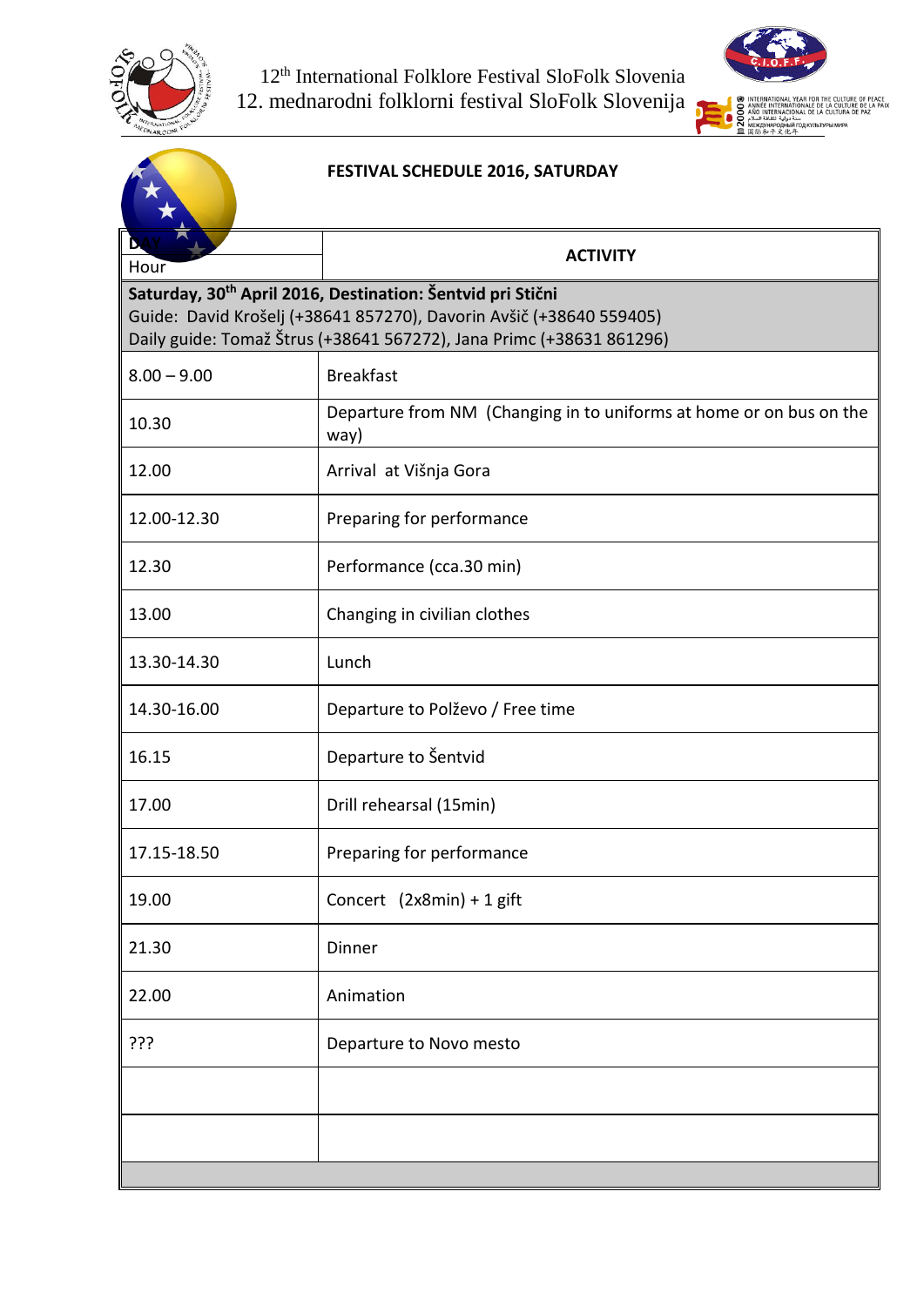12[th] International Folklore Festival SloFolk Slovenia
12. mednarodni folklorni festival SloFolk Slovenija

**FESTIVAL SCHEDULE 2016, SATURDAY**

| DAY Hour | ACTIVITY |
|---|---|
| **Saturday, 30th April 2016, Destination: Šentvid pri Stični**<br>Guide: David Krošelj (+38641 857270), Davorin Avšič (+38640 559405)<br>Daily guide: Tomaž Štrus (+38641 567272), Jana Primc (+38631 861296) | |
| 8.00 – 9.00 | Breakfast |
| 10.30 | Departure from NM (Changing in to uniforms at home or on bus on the way) |
| 12.00 | Arrival at Višnja Gora |
| 12.00-12.30 | Preparing for performance |
| 12.30 | Performance (cca.30 min) |
| 13.00 | Changing in civilian clothes |
| 13.30-14.30 | Lunch |
| 14.30-16.00 | Departure to Polževo / Free time |
| 16.15 | Departure to Šentvid |
| 17.00 | Drill rehearsal (15min) |
| 17.15-18.50 | Preparing for performance |
| 19.00 | Concert (2x8min) + 1 gift |
| 21.30 | Dinner |
| 22.00 | Animation |
| ??? | Departure to Novo mesto |
| | |
| | |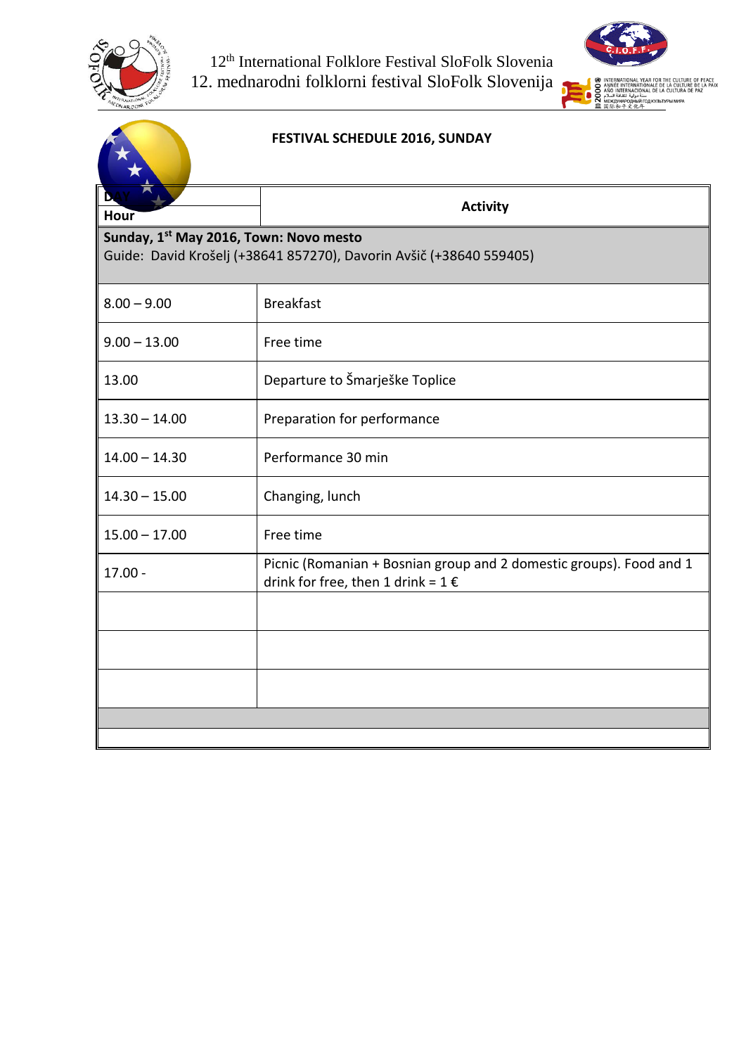12[th] International Folklore Festival SloFolk Slovenia
12. mednarodni folklorni festival SloFolk Slovenija

**FESTIVAL SCHEDULE 2016, SUNDAY**

| DAY<br>Hour | Activity |
|---|---|
| **Sunday, 1[st] May 2016, Town: Novo mesto**<br>Guide: David Krošelj (+38641 857270), Davorin Avšič (+38640 559405) | |
| 8.00 – 9.00 | Breakfast |
| 9.00 – 13.00 | Free time |
| 13.00 | Departure to Šmarješke Toplice |
| 13.30 – 14.00 | Preparation for performance |
| 14.00 – 14.30 | Performance 30 min |
| 14.30 – 15.00 | Changing, lunch |
| 15.00 – 17.00 | Free time |
| 17.00 - | Picnic (Romanian + Bosnian group and 2 domestic groups). Food and 1 drink for free, then 1 drink = 1 € |
| | |
| | |
| | |
| | |
| | |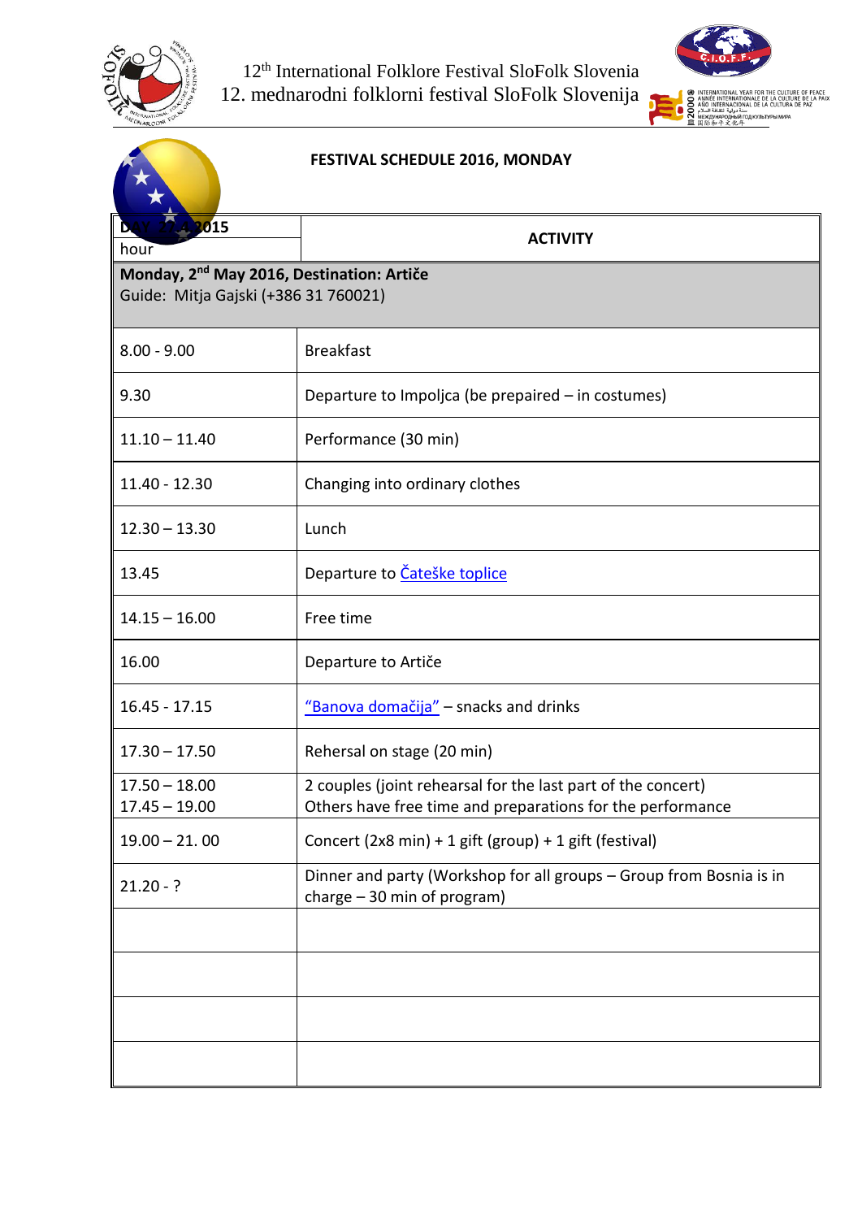12th International Folklore Festival SloFolk Slovenia
12. mednarodni folklorni festival SloFolk Slovenija

**FESTIVAL SCHEDULE 2016, MONDAY**

| DAY, 2.5.2015 hour | ACTIVITY |
|---|---|
| **Monday, 2nd May 2016, Destination: Artiče** Guide: Mitja Gajski (+386 31 760021) | |
| 8.00 - 9.00 | Breakfast |
| 9.30 | Departure to Impoljca (be prepaired – in costumes) |
| 11.10 – 11.40 | Performance (30 min) |
| 11.40 - 12.30 | Changing into ordinary clothes |
| 12.30 – 13.30 | Lunch |
| 13.45 | Departure to Čateške toplice |
| 14.15 – 16.00 | Free time |
| 16.00 | Departure to Artiče |
| 16.45 - 17.15 | "Banova domačija" – snacks and drinks |
| 17.30 – 17.50 | Rehersal on stage (20 min) |
| 17.50 – 18.00<br>17.45 – 19.00 | 2 couples (joint rehearsal for the last part of the concert)<br>Others have free time and preparations for the performance |
| 19.00 – 21. 00 | Concert (2x8 min) + 1 gift (group) + 1 gift (festival) |
| 21.20 - ? | Dinner and party (Workshop for all groups – Group from Bosnia is in charge – 30 min of program) |
| | |
| | |
| | |
| | |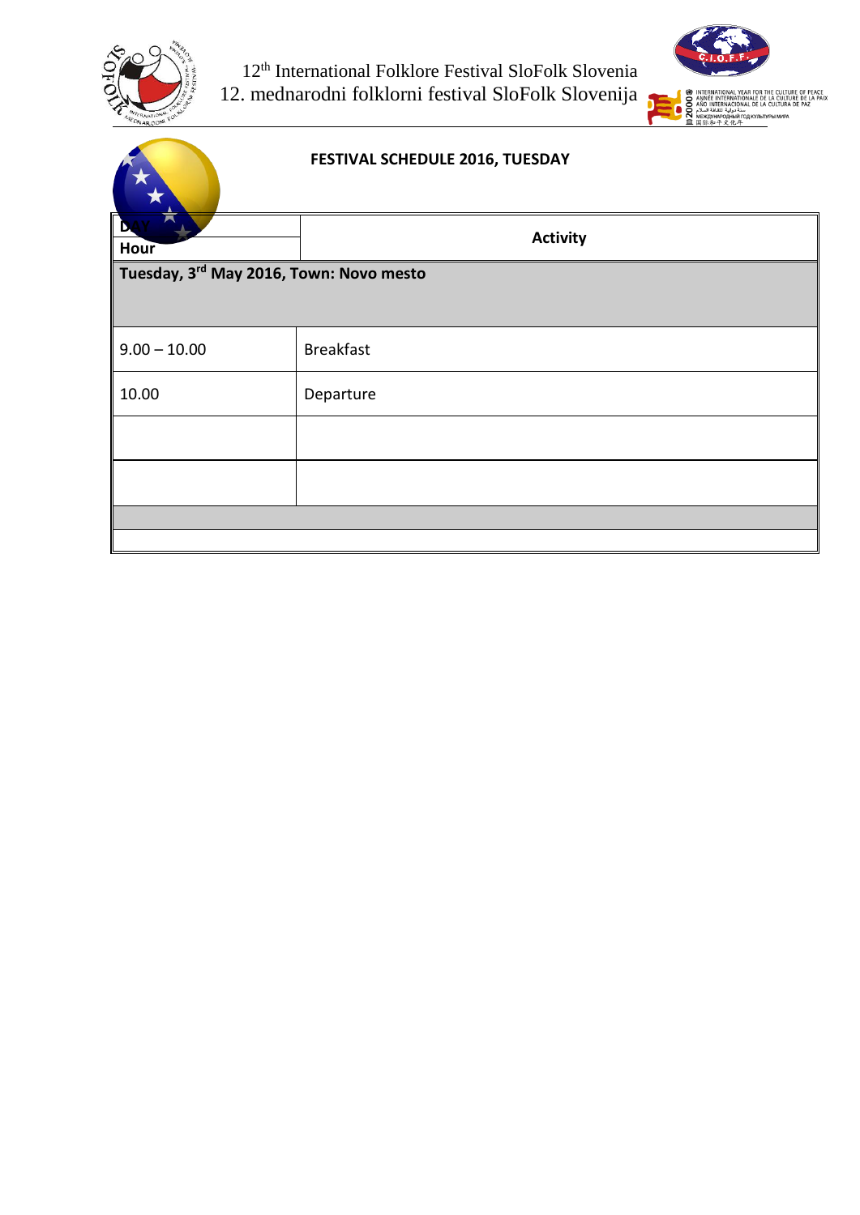12[th] International Folklore Festival SloFolk Slovenia
12. mednarodni folklorni festival SloFolk Slovenija

INTERNATIONAL YEAR FOR THE CULTURE OF PEACE
ANNÉE INTERNATIONALE DE LA CULTURE DE LA PAIX
AÑO INTERNACIONAL DE LA CULTURA DE PAZ

## FESTIVAL SCHEDULE 2016, TUESDAY

| DAY<br>Hour | Activity |
|---|---|
| **Tuesday, 3[rd] May 2016, Town: Novo mesto** | |
| 9.00 – 10.00 | Breakfast |
| 10.00 | Departure |
| | |
| | |
| | |
| | |